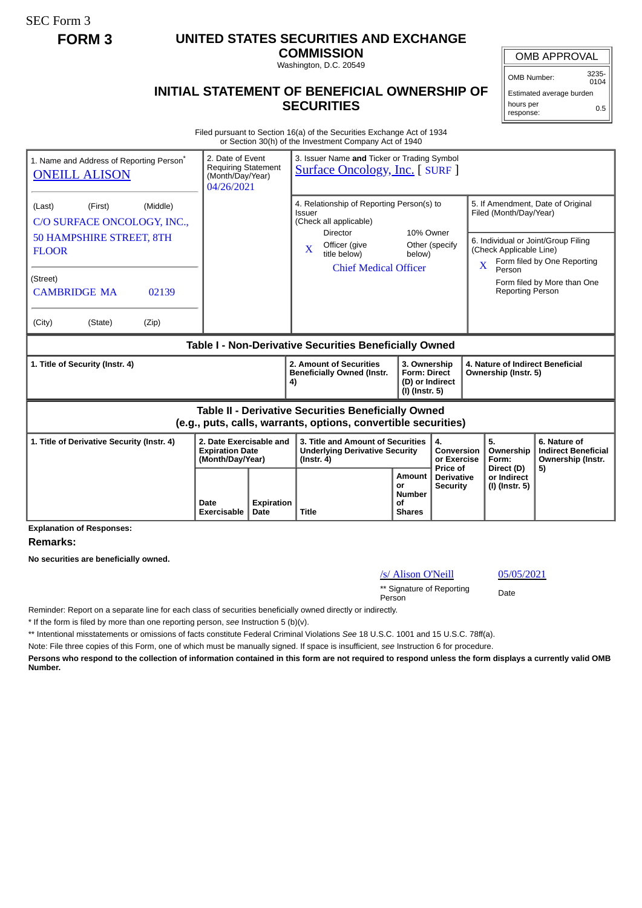SEC Form 3

**FORM 3**

# UNITED STATES SECURITIES AND EXCHANGE COMMISSION

Washington, D.C. 20549

## INITIAL STATEMENT OF BENEFICIAL OWNERSHIP OF SECURITIES

| OMB APPROVAL | |
|---|---|
| OMB Number: | 3235-0104 |
| Estimated average burden | |
| hours per response: | 0.5 |

Filed pursuant to Section 16(a) of the Securities Exchange Act of 1934
or Section 30(h) of the Investment Company Act of 1940

1. Name and Address of Reporting Person*
ONEILL ALISON

(Last) (First) (Middle)
C/O SURFACE ONCOLOGY, INC.,
50 HAMPSHIRE STREET, 8TH FLOOR

(Street)
CAMBRIDGE MA 02139

(City) (State) (Zip)

2. Date of Event Requiring Statement (Month/Day/Year)
04/26/2021

3. Issuer Name **and** Ticker or Trading Symbol
Surface Oncology, Inc. [ SURF ]

4. Relationship of Reporting Person(s) to Issuer
(Check all applicable)
Director
10% Owner
X Officer (give title below)
Other (specify below)
Chief Medical Officer

5. If Amendment, Date of Original Filed (Month/Day/Year)

6. Individual or Joint/Group Filing (Check Applicable Line)
X Form filed by One Reporting Person
Form filed by More than One Reporting Person

### Table I - Non-Derivative Securities Beneficially Owned

| 1. Title of Security (Instr. 4) | 2. Amount of Securities Beneficially Owned (Instr. 4) | 3. Ownership Form: Direct (D) or Indirect (I) (Instr. 5) | 4. Nature of Indirect Beneficial Ownership (Instr. 5) |
|---|---|---|---|

### Table II - Derivative Securities Beneficially Owned (e.g., puts, calls, warrants, options, convertible securities)

| 1. Title of Derivative Security (Instr. 4) | 2. Date Exercisable and Expiration Date (Month/Day/Year) | | 3. Title and Amount of Securities Underlying Derivative Security (Instr. 4) | | 4. Conversion or Exercise Price of Derivative Security | 5. Ownership Form: Direct (D) or Indirect (I) (Instr. 5) | 6. Nature of Indirect Beneficial Ownership (Instr. 5) |
|---|---|---|---|---|---|---|---|
| | Date Exercisable | Expiration Date | Title | Amount or Number of Shares | | | |

**Explanation of Responses:**

**Remarks:**

**No securities are beneficially owned.**

/s/ Alison O'Neill — 05/05/2021

** Signature of Reporting Person — Date

Reminder: Report on a separate line for each class of securities beneficially owned directly or indirectly.

* If the form is filed by more than one reporting person, *see* Instruction 5 (b)(v).

** Intentional misstatements or omissions of facts constitute Federal Criminal Violations *See* 18 U.S.C. 1001 and 15 U.S.C. 78ff(a).

Note: File three copies of this Form, one of which must be manually signed. If space is insufficient, *see* Instruction 6 for procedure.

**Persons who respond to the collection of information contained in this form are not required to respond unless the form displays a currently valid OMB Number.**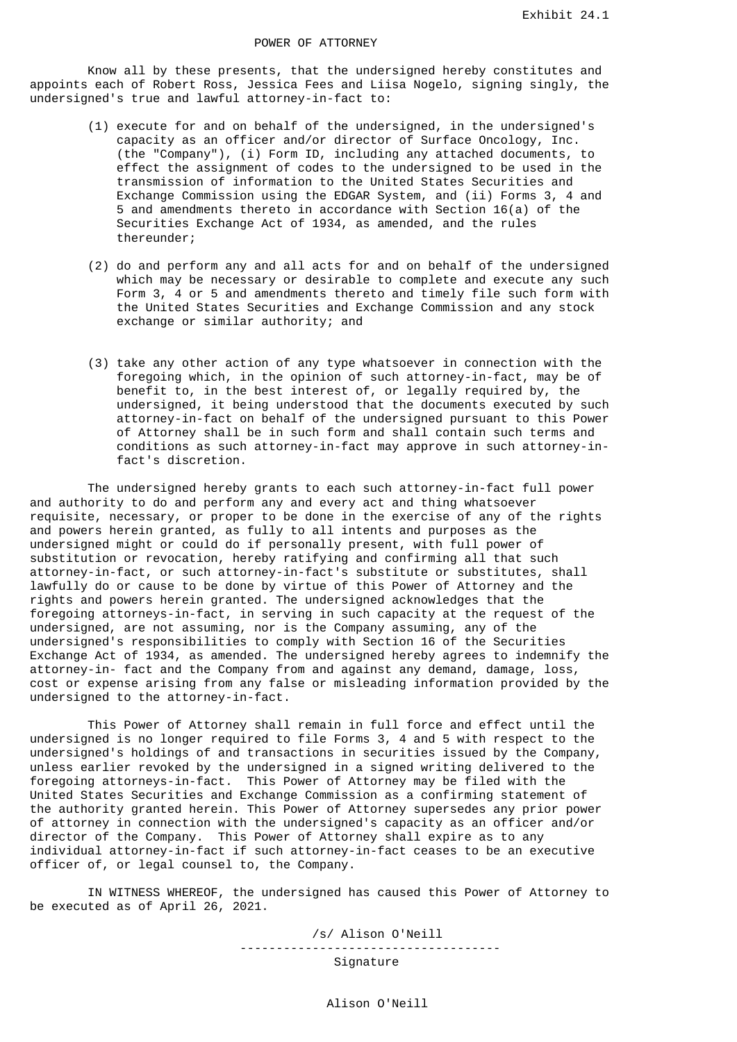Exhibit 24.1

# POWER OF ATTORNEY

Know all by these presents, that the undersigned hereby constitutes and appoints each of Robert Ross, Jessica Fees and Liisa Nogelo, signing singly, the undersigned's true and lawful attorney-in-fact to:

(1) execute for and on behalf of the undersigned, in the undersigned's capacity as an officer and/or director of Surface Oncology, Inc. (the "Company"), (i) Form ID, including any attached documents, to effect the assignment of codes to the undersigned to be used in the transmission of information to the United States Securities and Exchange Commission using the EDGAR System, and (ii) Forms 3, 4 and 5 and amendments thereto in accordance with Section 16(a) of the Securities Exchange Act of 1934, as amended, and the rules thereunder;

(2) do and perform any and all acts for and on behalf of the undersigned which may be necessary or desirable to complete and execute any such Form 3, 4 or 5 and amendments thereto and timely file such form with the United States Securities and Exchange Commission and any stock exchange or similar authority; and

(3) take any other action of any type whatsoever in connection with the foregoing which, in the opinion of such attorney-in-fact, may be of benefit to, in the best interest of, or legally required by, the undersigned, it being understood that the documents executed by such attorney-in-fact on behalf of the undersigned pursuant to this Power of Attorney shall be in such form and shall contain such terms and conditions as such attorney-in-fact may approve in such attorney-in-fact's discretion.

The undersigned hereby grants to each such attorney-in-fact full power and authority to do and perform any and every act and thing whatsoever requisite, necessary, or proper to be done in the exercise of any of the rights and powers herein granted, as fully to all intents and purposes as the undersigned might or could do if personally present, with full power of substitution or revocation, hereby ratifying and confirming all that such attorney-in-fact, or such attorney-in-fact's substitute or substitutes, shall lawfully do or cause to be done by virtue of this Power of Attorney and the rights and powers herein granted. The undersigned acknowledges that the foregoing attorneys-in-fact, in serving in such capacity at the request of the undersigned, are not assuming, nor is the Company assuming, any of the undersigned's responsibilities to comply with Section 16 of the Securities Exchange Act of 1934, as amended. The undersigned hereby agrees to indemnify the attorney-in- fact and the Company from and against any demand, damage, loss, cost or expense arising from any false or misleading information provided by the undersigned to the attorney-in-fact.

This Power of Attorney shall remain in full force and effect until the undersigned is no longer required to file Forms 3, 4 and 5 with respect to the undersigned's holdings of and transactions in securities issued by the Company, unless earlier revoked by the undersigned in a signed writing delivered to the foregoing attorneys-in-fact. This Power of Attorney may be filed with the United States Securities and Exchange Commission as a confirming statement of the authority granted herein. This Power of Attorney supersedes any prior power of attorney in connection with the undersigned's capacity as an officer and/or director of the Company. This Power of Attorney shall expire as to any individual attorney-in-fact if such attorney-in-fact ceases to be an executive officer of, or legal counsel to, the Company.

IN WITNESS WHEREOF, the undersigned has caused this Power of Attorney to be executed as of April 26, 2021.

/s/ Alison O'Neill

------------------------------------
Signature

Alison O'Neill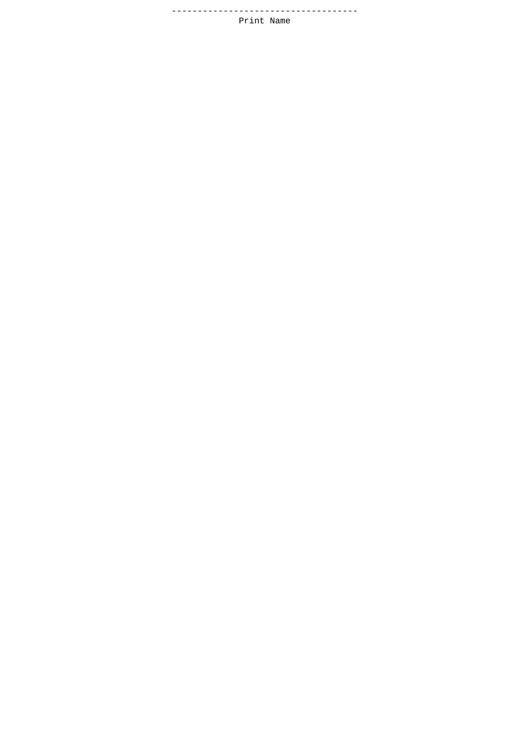------------------------------------
Print Name